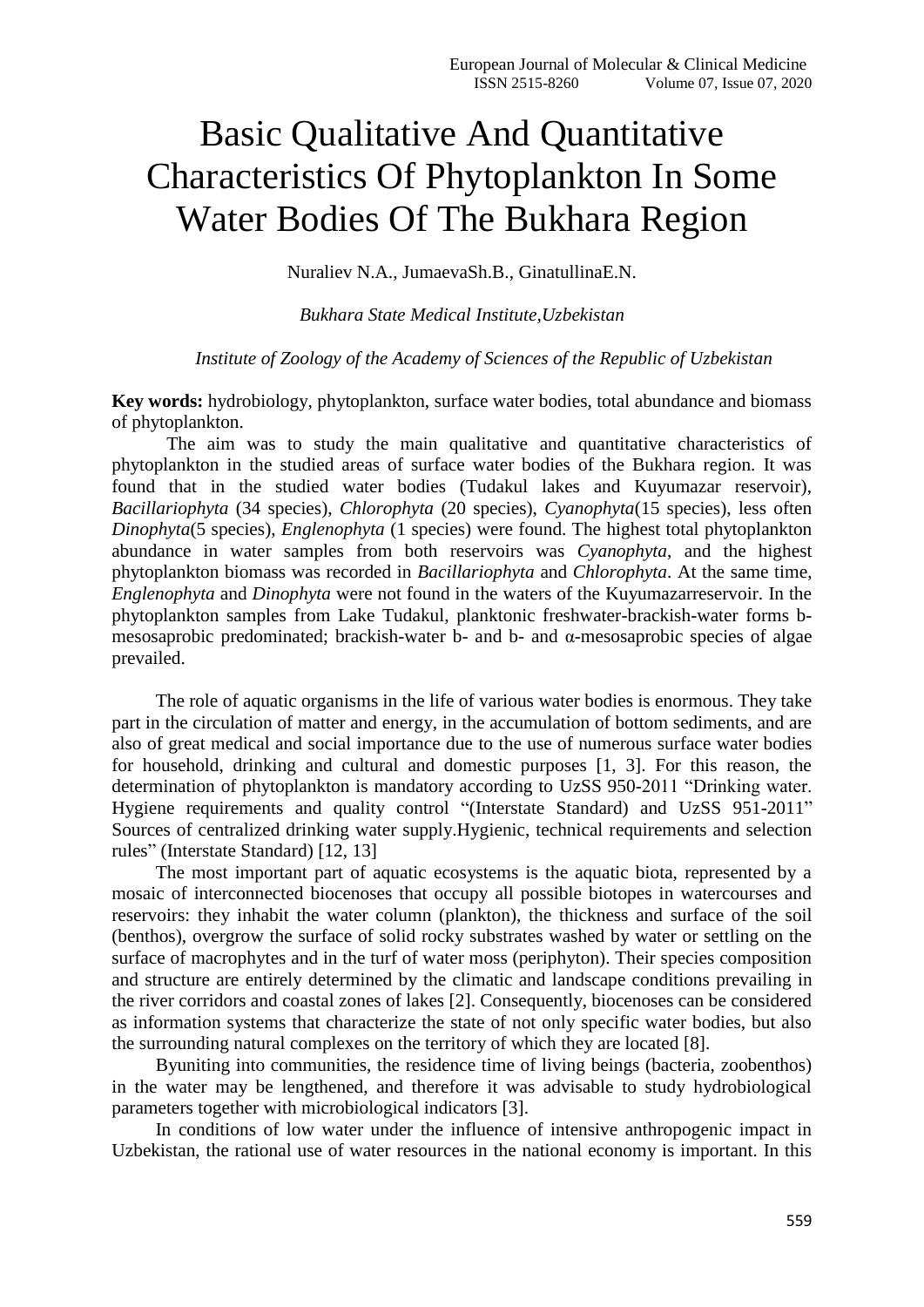# Basic Qualitative And Quantitative Characteristics Of Phytoplankton In Some Water Bodies Of The Bukhara Region

Nuraliev N.A., JumaevaSh.B., GinatullinaE.N.

*Bukhara State Medical Institute,Uzbekistan*

*Institute of Zoology of the Academy of Sciences of the Republic of Uzbekistan*

**Key words:** hydrobiology, phytoplankton, surface water bodies, total abundance and biomass of phytoplankton.

The aim was to study the main qualitative and quantitative characteristics of phytoplankton in the studied areas of surface water bodies of the Bukhara region. It was found that in the studied water bodies (Tudakul lakes and Kuyumazar reservoir), *Bacillariophyta* (34 species), *Chlorophyta* (20 species), *Cyanophyta*(15 species), less often *Dinophyta*(5 species), *Englenophyta* (1 species) were found. The highest total phytoplankton abundance in water samples from both reservoirs was *Cyanophyta*, and the highest phytoplankton biomass was recorded in *Bacillariophyta* and *Chlorophyta*. At the same time, *Englenophyta* and *Dinophyta* were not found in the waters of the Kuyumazarreservoir. In the phytoplankton samples from Lake Tudakul, planktonic freshwater-brackish-water forms b-mesosaprobic predominated; brackish-water b- and b- and α-mesosaprobic species of algae prevailed.

The role of aquatic organisms in the life of various water bodies is enormous. They take part in the circulation of matter and energy, in the accumulation of bottom sediments, and are also of great medical and social importance due to the use of numerous surface water bodies for household, drinking and cultural and domestic purposes [1, 3]. For this reason, the determination of phytoplankton is mandatory according to UzSS 950-2011 "Drinking water. Hygiene requirements and quality control "(Interstate Standard) and UzSS 951-2011" Sources of centralized drinking water supply.Hygienic, technical requirements and selection rules" (Interstate Standard) [12, 13]

The most important part of aquatic ecosystems is the aquatic biota, represented by a mosaic of interconnected biocenoses that occupy all possible biotopes in watercourses and reservoirs: they inhabit the water column (plankton), the thickness and surface of the soil (benthos), overgrow the surface of solid rocky substrates washed by water or settling on the surface of macrophytes and in the turf of water moss (periphyton). Their species composition and structure are entirely determined by the climatic and landscape conditions prevailing in the river corridors and coastal zones of lakes [2]. Consequently, biocenoses can be considered as information systems that characterize the state of not only specific water bodies, but also the surrounding natural complexes on the territory of which they are located [8].

Byuniting into communities, the residence time of living beings (bacteria, zoobenthos) in the water may be lengthened, and therefore it was advisable to study hydrobiological parameters together with microbiological indicators [3].

In conditions of low water under the influence of intensive anthropogenic impact in Uzbekistan, the rational use of water resources in the national economy is important. In this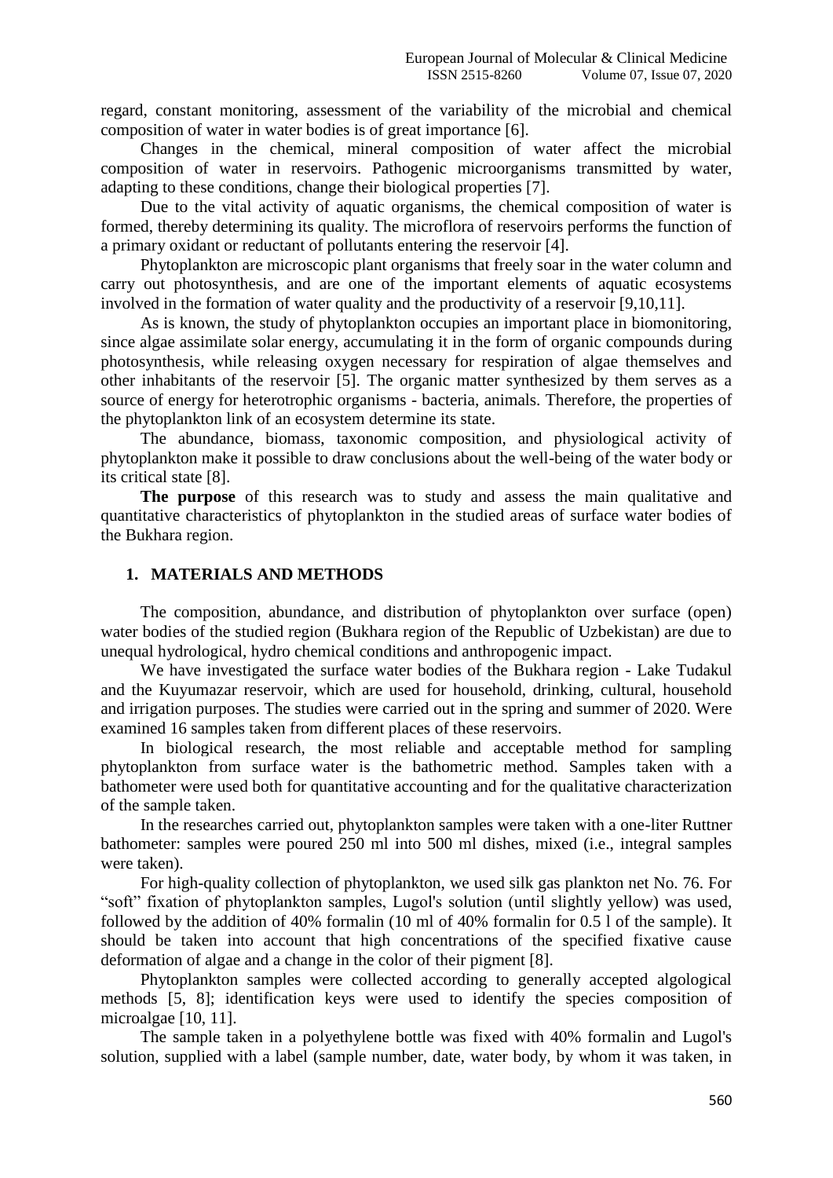regard, constant monitoring, assessment of the variability of the microbial and chemical composition of water in water bodies is of great importance [6].

Changes in the chemical, mineral composition of water affect the microbial composition of water in reservoirs. Pathogenic microorganisms transmitted by water, adapting to these conditions, change their biological properties [7].

Due to the vital activity of aquatic organisms, the chemical composition of water is formed, thereby determining its quality. The microflora of reservoirs performs the function of a primary oxidant or reductant of pollutants entering the reservoir [4].

Phytoplankton are microscopic plant organisms that freely soar in the water column and carry out photosynthesis, and are one of the important elements of aquatic ecosystems involved in the formation of water quality and the productivity of a reservoir [9,10,11].

As is known, the study of phytoplankton occupies an important place in biomonitoring, since algae assimilate solar energy, accumulating it in the form of organic compounds during photosynthesis, while releasing oxygen necessary for respiration of algae themselves and other inhabitants of the reservoir [5]. The organic matter synthesized by them serves as a source of energy for heterotrophic organisms - bacteria, animals. Therefore, the properties of the phytoplankton link of an ecosystem determine its state.

The abundance, biomass, taxonomic composition, and physiological activity of phytoplankton make it possible to draw conclusions about the well-being of the water body or its critical state [8].

**The purpose** of this research was to study and assess the main qualitative and quantitative characteristics of phytoplankton in the studied areas of surface water bodies of the Bukhara region.

## 1. MATERIALS AND METHODS

The composition, abundance, and distribution of phytoplankton over surface (open) water bodies of the studied region (Bukhara region of the Republic of Uzbekistan) are due to unequal hydrological, hydro chemical conditions and anthropogenic impact.

We have investigated the surface water bodies of the Bukhara region - Lake Tudakul and the Kuyumazar reservoir, which are used for household, drinking, cultural, household and irrigation purposes. The studies were carried out in the spring and summer of 2020. Were examined 16 samples taken from different places of these reservoirs.

In biological research, the most reliable and acceptable method for sampling phytoplankton from surface water is the bathometric method. Samples taken with a bathometer were used both for quantitative accounting and for the qualitative characterization of the sample taken.

In the researches carried out, phytoplankton samples were taken with a one-liter Ruttner bathometer: samples were poured 250 ml into 500 ml dishes, mixed (i.e., integral samples were taken).

For high-quality collection of phytoplankton, we used silk gas plankton net No. 76. For "soft" fixation of phytoplankton samples, Lugol's solution (until slightly yellow) was used, followed by the addition of 40% formalin (10 ml of 40% formalin for 0.5 l of the sample). It should be taken into account that high concentrations of the specified fixative cause deformation of algae and a change in the color of their pigment [8].

Phytoplankton samples were collected according to generally accepted algological methods [5, 8]; identification keys were used to identify the species composition of microalgae [10, 11].

The sample taken in a polyethylene bottle was fixed with 40% formalin and Lugol's solution, supplied with a label (sample number, date, water body, by whom it was taken, in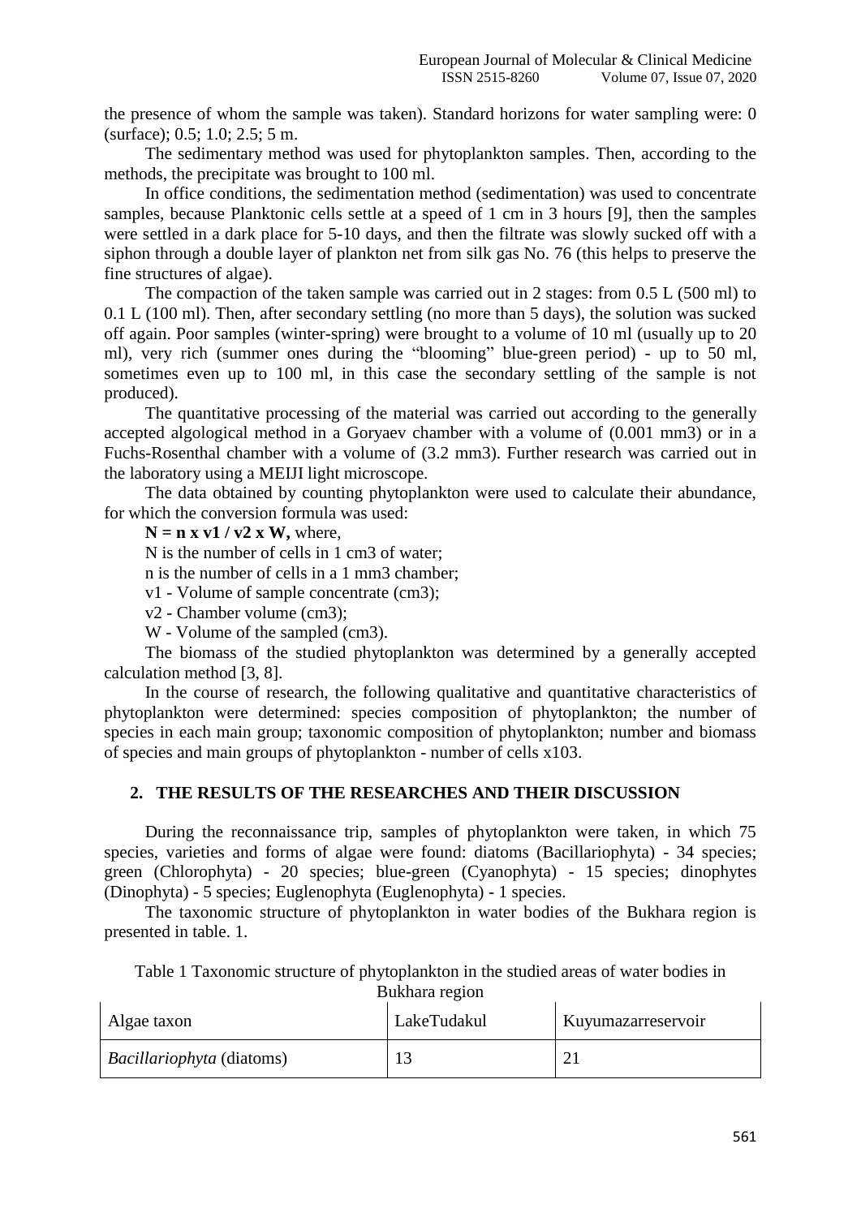the presence of whom the sample was taken). Standard horizons for water sampling were: 0 (surface); 0.5; 1.0; 2.5; 5 m.

The sedimentary method was used for phytoplankton samples. Then, according to the methods, the precipitate was brought to 100 ml.

In office conditions, the sedimentation method (sedimentation) was used to concentrate samples, because Planktonic cells settle at a speed of 1 cm in 3 hours [9], then the samples were settled in a dark place for 5-10 days, and then the filtrate was slowly sucked off with a siphon through a double layer of plankton net from silk gas No. 76 (this helps to preserve the fine structures of algae).

The compaction of the taken sample was carried out in 2 stages: from 0.5 L (500 ml) to 0.1 L (100 ml). Then, after secondary settling (no more than 5 days), the solution was sucked off again. Poor samples (winter-spring) were brought to a volume of 10 ml (usually up to 20 ml), very rich (summer ones during the "blooming" blue-green period) - up to 50 ml, sometimes even up to 100 ml, in this case the secondary settling of the sample is not produced).

The quantitative processing of the material was carried out according to the generally accepted algological method in a Goryaev chamber with a volume of (0.001 mm3) or in a Fuchs-Rosenthal chamber with a volume of (3.2 mm3). Further research was carried out in the laboratory using a MEIJI light microscope.

The data obtained by counting phytoplankton were used to calculate their abundance, for which the conversion formula was used:

**N = n x v1 / v2 x W,** where,

N is the number of cells in 1 cm3 of water;

n is the number of cells in a 1 mm3 chamber;

v1 - Volume of sample concentrate (cm3);

v2 - Chamber volume (cm3);

W - Volume of the sampled (cm3).

The biomass of the studied phytoplankton was determined by a generally accepted calculation method [3, 8].

In the course of research, the following qualitative and quantitative characteristics of phytoplankton were determined: species composition of phytoplankton; the number of species in each main group; taxonomic composition of phytoplankton; number and biomass of species and main groups of phytoplankton - number of cells x103.

## 2. THE RESULTS OF THE RESEARCHES AND THEIR DISCUSSION

During the reconnaissance trip, samples of phytoplankton were taken, in which 75 species, varieties and forms of algae were found: diatoms (Bacillariophyta) - 34 species; green (Chlorophyta) - 20 species; blue-green (Cyanophyta) - 15 species; dinophytes (Dinophyta) - 5 species; Euglenophyta (Euglenophyta) - 1 species.

The taxonomic structure of phytoplankton in water bodies of the Bukhara region is presented in table. 1.

Table 1 Taxonomic structure of phytoplankton in the studied areas of water bodies in Bukhara region

| Algae taxon | LakeTudakul | Kuyumazarreservoir |
|---|---|---|
| *Bacillariophyta* (diatoms) | 13 | 21 |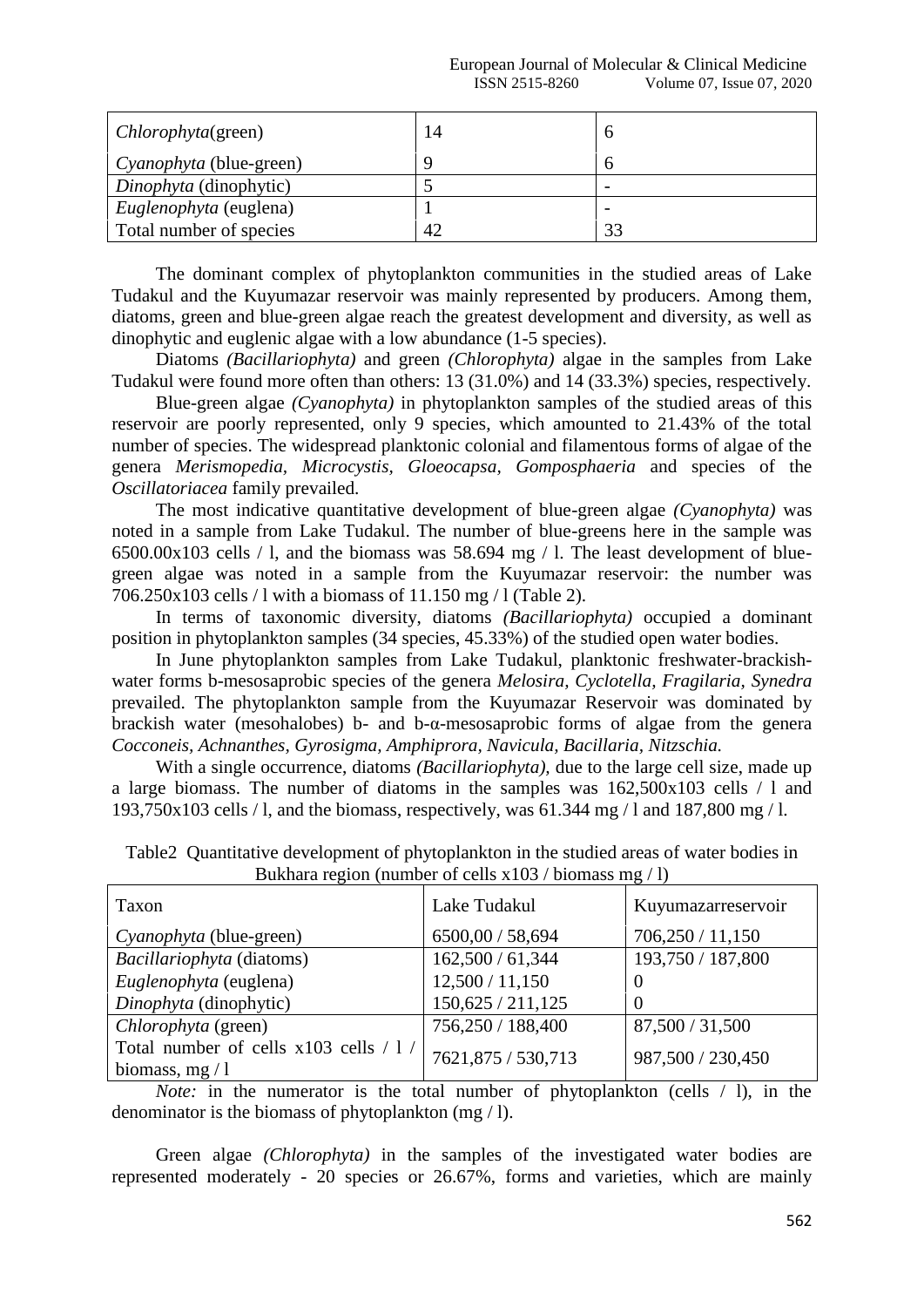| | | |
|---|---|---|
| *Chlorophyta*(green) | 14 | 6 |
| *Cyanophyta* (blue-green) | 9 | 6 |
| *Dinophyta* (dinophytic) | 5 | - |
| *Euglenophyta* (euglena) | 1 | - |
| Total number of species | 42 | 33 |

The dominant complex of phytoplankton communities in the studied areas of Lake Tudakul and the Kuyumazar reservoir was mainly represented by producers. Among them, diatoms, green and blue-green algae reach the greatest development and diversity, as well as dinophytic and euglenic algae with a low abundance (1-5 species).

Diatoms *(Bacillariophyta)* and green *(Chlorophyta)* algae in the samples from Lake Tudakul were found more often than others: 13 (31.0%) and 14 (33.3%) species, respectively.

Blue-green algae *(Cyanophyta)* in phytoplankton samples of the studied areas of this reservoir are poorly represented, only 9 species, which amounted to 21.43% of the total number of species. The widespread planktonic colonial and filamentous forms of algae of the genera *Merismopedia, Microcystis, Gloeocapsa, Gomposphaeria* and species of the *Oscillatoriacea* family prevailed.

The most indicative quantitative development of blue-green algae *(Cyanophyta)* was noted in a sample from Lake Tudakul. The number of blue-greens here in the sample was 6500.00x103 cells / l, and the biomass was 58.694 mg / l. The least development of blue-green algae was noted in a sample from the Kuyumazar reservoir: the number was 706.250x103 cells / l with a biomass of 11.150 mg / l (Table 2).

In terms of taxonomic diversity, diatoms *(Bacillariophyta)* occupied a dominant position in phytoplankton samples (34 species, 45.33%) of the studied open water bodies.

In June phytoplankton samples from Lake Tudakul, planktonic freshwater-brackish-water forms b-mesosaprobic species of the genera *Melosira, Cyclotella, Fragilaria, Synedra* prevailed. The phytoplankton sample from the Kuyumazar Reservoir was dominated by brackish water (mesohalobes) b- and b-α-mesosaprobic forms of algae from the genera *Cocconeis, Achnanthes, Gyrosigma, Amphiprora, Navicula, Bacillaria, Nitzschia.*

With a single occurrence, diatoms *(Bacillariophyta)*, due to the large cell size, made up a large biomass. The number of diatoms in the samples was 162,500x103 cells / l and 193,750x103 cells / l, and the biomass, respectively, was 61.344 mg / l and 187,800 mg / l.

Table2 Quantitative development of phytoplankton in the studied areas of water bodies in Bukhara region (number of cells x103 / biomass mg / l)

| Taxon | Lake Tudakul | Kuyumazarreservoir |
|---|---|---|
| *Cyanophyta* (blue-green) | 6500,00 / 58,694 | 706,250 / 11,150 |
| *Bacillariophyta* (diatoms) | 162,500 / 61,344 | 193,750 / 187,800 |
| *Euglenophyta* (euglena) | 12,500 / 11,150 | 0 |
| *Dinophyta* (dinophytic) | 150,625 / 211,125 | 0 |
| *Chlorophyta* (green) | 756,250 / 188,400 | 87,500 / 31,500 |
| Total number of cells x103 cells / l / biomass, mg / l | 7621,875 / 530,713 | 987,500 / 230,450 |

*Note:* in the numerator is the total number of phytoplankton (cells / l), in the denominator is the biomass of phytoplankton (mg / l).

Green algae *(Chlorophyta)* in the samples of the investigated water bodies are represented moderately - 20 species or 26.67%, forms and varieties, which are mainly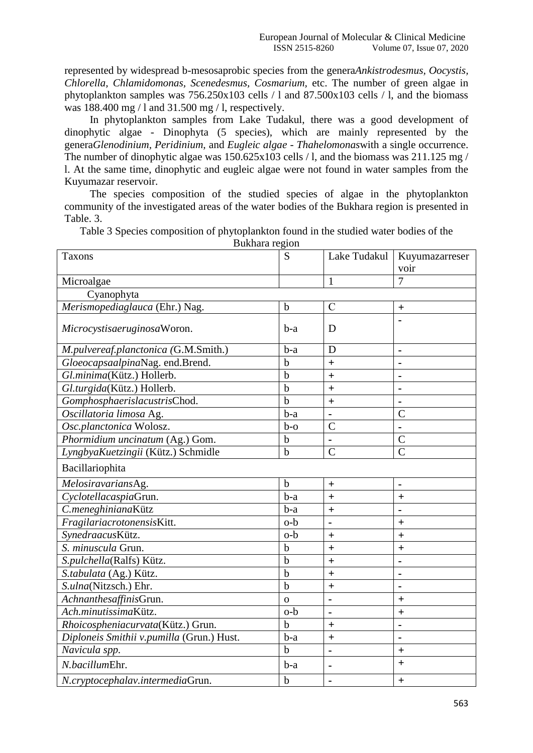represented by widespread b-mesosaprobic species from the genera*Ankistrodesmus, Oocystis, Chlorella, Chlamidomonas, Scenedesmus, Cosmarium,* etc. The number of green algae in phytoplankton samples was 756.250x103 cells / l and 87.500x103 cells / l, and the biomass was 188.400 mg / l and 31.500 mg / l, respectively.

In phytoplankton samples from Lake Tudakul, there was a good development of dinophytic algae - Dinophyta (5 species), which are mainly represented by the genera*Glenodinium, Peridinium,* and *Eugleic algae - Thahelomonas*with a single occurrence. The number of dinophytic algae was 150.625x103 cells / l, and the biomass was 211.125 mg / l. At the same time, dinophytic and eugleic algae were not found in water samples from the Kuyumazar reservoir.

The species composition of the studied species of algae in the phytoplankton community of the investigated areas of the water bodies of the Bukhara region is presented in Table. 3.

Table 3 Species composition of phytoplankton found in the studied water bodies of the Bukhara region

| Taxons | S | Lake Tudakul | Kuyumazarreservoir |
|---|---|---|---|
| Microalgae | | 1 | 7 |
| Cyanophyta | | | |
| *Merismopediaglauca* (Ehr.) Nag. | b | C | + |
| *Microcystisaeruginosa*Woron. | b-a | D | - |
| *M.pulvereaf.planctonica (*G.M.Smith.) | b-a | D | - |
| *Gloeocapsaalpina*Nag. end.Brend. | b | + | - |
| *Gl.minima*(Kütz.) Hollerb. | b | + | - |
| *Gl.turgida*(Kütz.) Hollerb. | b | + | - |
| *Gomphosphaerislacustris*Chod. | b | + | - |
| *Oscillatoria limosa* Ag. | b-a | - | C |
| *Osc.planctonica* Wolosz. | b-o | C | - |
| *Phormidium uncinatum* (Ag.) Gom. | b | - | C |
| *LyngbyaKuetzingii* (Kütz.) Schmidle | b | C | C |
| Bacillariophita | | | |
| *Melosiravarians*Ag. | b | + | - |
| *Cyclotellacaspia*Grun. | b-a | + | + |
| *C.meneghiniana*Kütz | b-a | + | - |
| *Fragilariacrotonensis*Kitt. | o-b | - | + |
| *Synedraacus*Kütz. | o-b | + | + |
| *S. minuscula* Grun. | b | + | + |
| *S.pulchella*(Ralfs) Kütz. | b | + | - |
| *S.tabulata* (Ag.) Kütz. | b | + | - |
| *S.ulna*(Nitzsch.) Ehr. | b | + | - |
| *Achnanthesaffinis*Grun. | o | - | + |
| *Ach.minutissima*Kütz. | o-b | - | + |
| *Rhoicospheniacurvata*(Kütz.) Grun. | b | + | - |
| *Diploneis Smithii v.pumilla* (Grun.) Hust. | b-a | + | - |
| *Navicula spp.* | b | - | + |
| *N.bacillum*Ehr. | b-a | - | + |
| *N.cryptocephalav.intermedia*Grun. | b | - | + |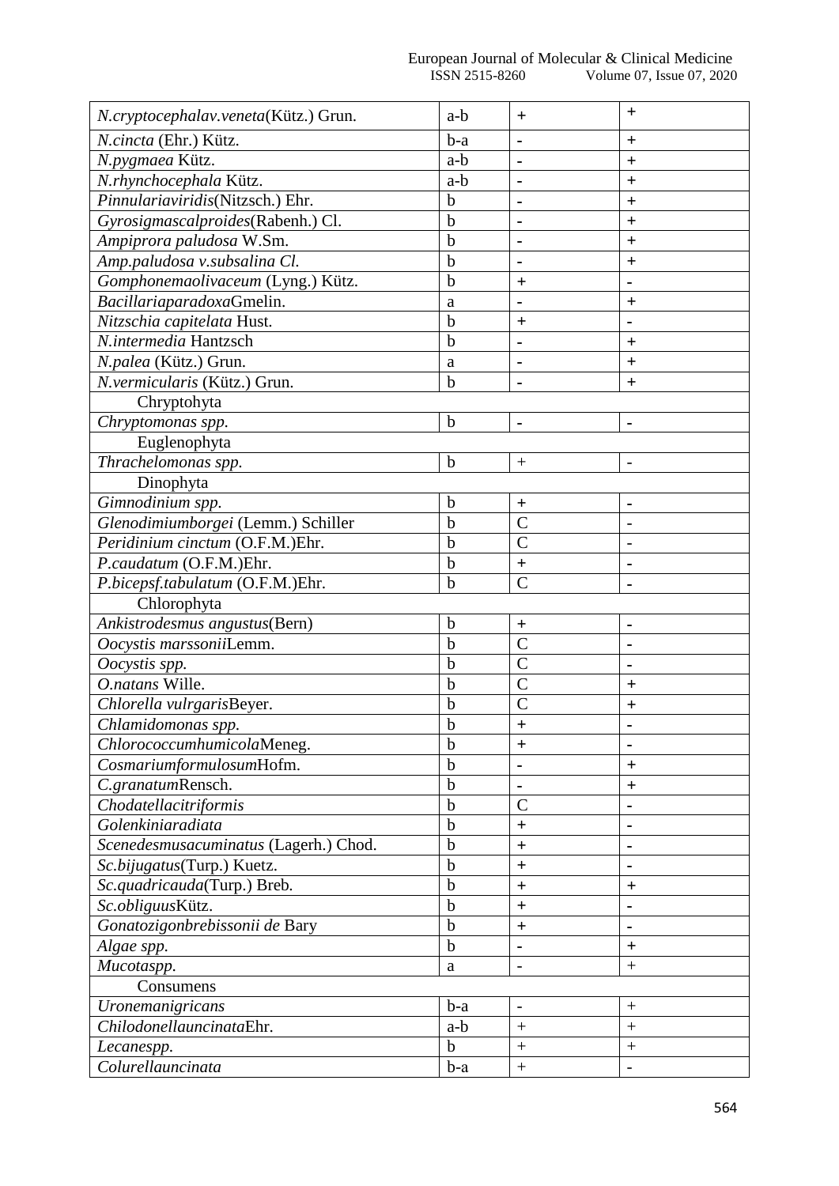| | | | |
|---|---|---|---|
| *N.cryptocephalav.veneta*(Kütz.) Grun. | a-b | + | + |
| *N.cincta* (Ehr.) Kütz. | b-a | - | + |
| *N.pygmaea* Kütz. | a-b | - | + |
| *N.rhynchocephala* Kütz. | a-b | - | + |
| *Pinnulariaviridis*(Nitzsch.) Ehr. | b | - | + |
| *Gyrosigmascalproides*(Rabenh.) Cl. | b | - | + |
| *Ampiprora paludosa* W.Sm. | b | - | + |
| *Amp.paludosa v.subsalina Cl.* | b | - | + |
| *Gomphonemaolivaceum* (Lyng.) Kütz. | b | + | - |
| *Bacillariaparadoxa*Gmelin. | a | - | + |
| *Nitzschia capitelata* Hust. | b | + | - |
| *N.intermedia* Hantzsch | b | - | + |
| *N.palea* (Kütz.) Grun. | a | - | + |
| *N.vermicularis* (Kütz.) Grun. | b | - | + |
| Chryptohyta | | | |
| *Chryptomonas spp.* | b | - | - |
| Euglenophyta | | | |
| *Thrachelomonas spp.* | b | + | - |
| Dinophyta | | | |
| *Gimnodinium spp.* | b | + | - |
| *Glenodimiumborgei* (Lemm.) Schiller | b | C | - |
| *Peridinium cinctum* (O.F.M.)Ehr. | b | C | - |
| *P.caudatum* (O.F.M.)Ehr. | b | + | - |
| *P.bicepsf.tabulatum* (O.F.M.)Ehr. | b | C | - |
| Chlorophyta | | | |
| *Ankistrodesmus angustus*(Bern) | b | + | - |
| *Oocystis marssonii*Lemm. | b | C | - |
| *Oocystis spp.* | b | C | - |
| *O.natans* Wille. | b | C | + |
| *Chlorella vulrgaris*Beyer. | b | C | + |
| *Chlamidomonas spp.* | b | + | - |
| *Chlorococcumhumicola*Meneg. | b | + | - |
| *Cosmariumformulosum*Hofm. | b | - | + |
| *C.granatum*Rensch. | b | - | + |
| *Chodatellacitriformis* | b | C | - |
| *Golenkiniaradiata* | b | + | - |
| *Scenedesmusacuminatus* (Lagerh.) Chod. | b | + | - |
| *Sc.bijugatus*(Turp.) Kuetz. | b | + | - |
| *Sc.quadricauda*(Turp.) Breb. | b | + | + |
| *Sc.obliguus*Kütz. | b | + | - |
| *Gonatozigonbrebissonii de* Bary | b | + | - |
| *Algae spp.* | b | - | + |
| *Mucotaspp.* | a | - | + |
| Consumens | | | |
| *Uronemanigricans* | b-a | - | + |
| *Chilodonellauncinata*Ehr. | a-b | + | + |
| *Lecanespp.* | b | + | + |
| *Colurellauncinata* | b-a | + | - |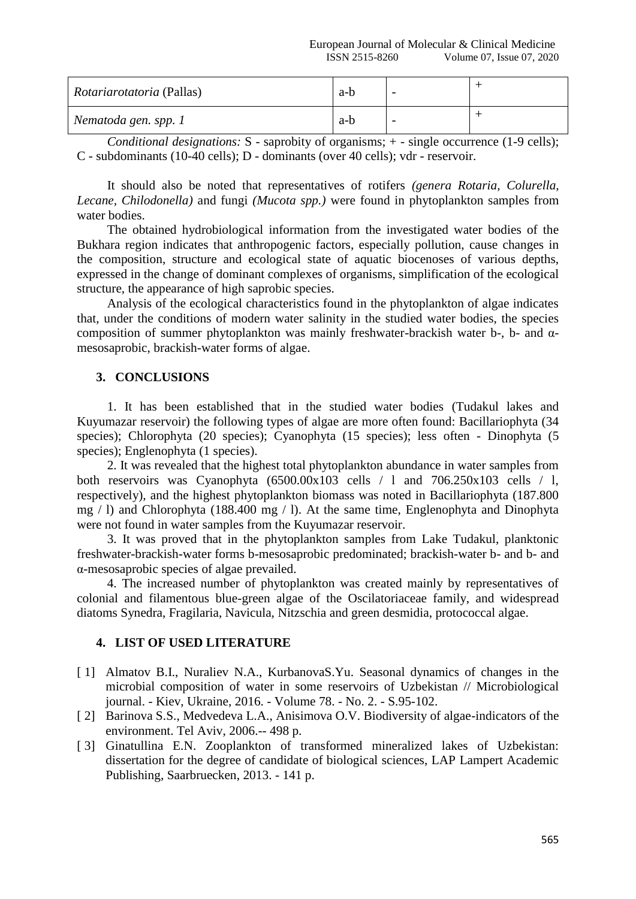| | | | |
|---|---|---|---|
| *Rotariarotatoria* (Pallas) | a-b | - | + |
| *Nematoda gen. spp. 1* | a-b | - | + |

*Conditional designations:* S - saprobity of organisms; + - single occurrence (1-9 cells); C - subdominants (10-40 cells); D - dominants (over 40 cells); vdr - reservoir.

It should also be noted that representatives of rotifers *(genera Rotaria, Colurella, Lecane, Chilodonella)* and fungi *(Mucota spp.)* were found in phytoplankton samples from water bodies.

The obtained hydrobiological information from the investigated water bodies of the Bukhara region indicates that anthropogenic factors, especially pollution, cause changes in the composition, structure and ecological state of aquatic biocenoses of various depths, expressed in the change of dominant complexes of organisms, simplification of the ecological structure, the appearance of high saprobic species.

Analysis of the ecological characteristics found in the phytoplankton of algae indicates that, under the conditions of modern water salinity in the studied water bodies, the species composition of summer phytoplankton was mainly freshwater-brackish water b-, b- and α-mesosaprobic, brackish-water forms of algae.

## 3. CONCLUSIONS

1. It has been established that in the studied water bodies (Tudakul lakes and Kuyumazar reservoir) the following types of algae are more often found: Bacillariophyta (34 species); Chlorophyta (20 species); Cyanophyta (15 species); less often - Dinophyta (5 species); Englenophyta (1 species).

2. It was revealed that the highest total phytoplankton abundance in water samples from both reservoirs was Cyanophyta (6500.00x103 cells / l and 706.250x103 cells / l, respectively), and the highest phytoplankton biomass was noted in Bacillariophyta (187.800 mg / l) and Chlorophyta (188.400 mg / l). At the same time, Englenophyta and Dinophyta were not found in water samples from the Kuyumazar reservoir.

3. It was proved that in the phytoplankton samples from Lake Tudakul, planktonic freshwater-brackish-water forms b-mesosaprobic predominated; brackish-water b- and b- and α-mesosaprobic species of algae prevailed.

4. The increased number of phytoplankton was created mainly by representatives of colonial and filamentous blue-green algae of the Oscilatoriaceae family, and widespread diatoms Synedra, Fragilaria, Navicula, Nitzschia and green desmidia, protococcal algae.

## 4. LIST OF USED LITERATURE

[ 1] Almatov B.I., Nuraliev N.A., KurbanovaS.Yu. Seasonal dynamics of changes in the microbial composition of water in some reservoirs of Uzbekistan // Microbiological journal. - Kiev, Ukraine, 2016. - Volume 78. - No. 2. - S.95-102.

[ 2] Barinova S.S., Medvedeva L.A., Anisimova O.V. Biodiversity of algae-indicators of the environment. Tel Aviv, 2006.-- 498 p.

[ 3] Ginatullina E.N. Zooplankton of transformed mineralized lakes of Uzbekistan: dissertation for the degree of candidate of biological sciences, LAP Lampert Academic Publishing, Saarbruecken, 2013. - 141 p.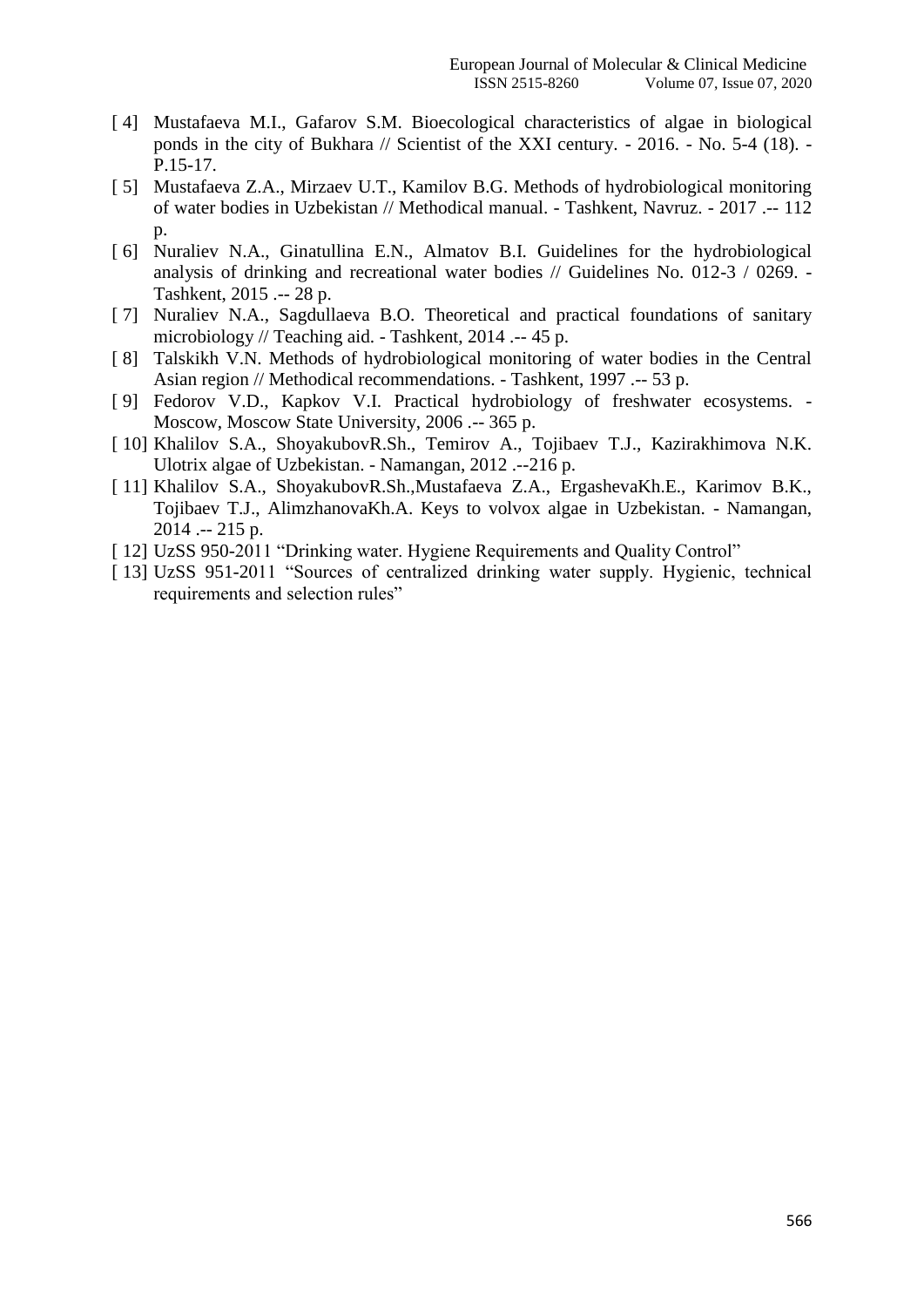[ 4] Mustafaeva M.I., Gafarov S.M. Bioecological characteristics of algae in biological ponds in the city of Bukhara // Scientist of the XXI century. - 2016. - No. 5-4 (18). - P.15-17.

[ 5] Mustafaeva Z.A., Mirzaev U.T., Kamilov B.G. Methods of hydrobiological monitoring of water bodies in Uzbekistan // Methodical manual. - Tashkent, Navruz. - 2017 .-- 112 p.

[ 6] Nuraliev N.A., Ginatullina E.N., Almatov B.I. Guidelines for the hydrobiological analysis of drinking and recreational water bodies // Guidelines No. 012-3 / 0269. - Tashkent, 2015 .-- 28 p.

[ 7] Nuraliev N.A., Sagdullaeva B.O. Theoretical and practical foundations of sanitary microbiology // Teaching aid. - Tashkent, 2014 .-- 45 p.

[ 8] Talskikh V.N. Methods of hydrobiological monitoring of water bodies in the Central Asian region // Methodical recommendations. - Tashkent, 1997 .-- 53 p.

[ 9] Fedorov V.D., Kapkov V.I. Practical hydrobiology of freshwater ecosystems. - Moscow, Moscow State University, 2006 .-- 365 p.

[ 10] Khalilov S.A., ShoyakubovR.Sh., Temirov A., Tojibaev T.J., Kazirakhimova N.K. Ulotrix algae of Uzbekistan. - Namangan, 2012 .--216 p.

[ 11] Khalilov S.A., ShoyakubovR.Sh.,Mustafaeva Z.A., ErgashevaKh.E., Karimov B.K., Tojibaev T.J., AlimzhanovaKh.A. Keys to volvox algae in Uzbekistan. - Namangan, 2014 .-- 215 p.

[ 12] UzSS 950-2011 "Drinking water. Hygiene Requirements and Quality Control"

[ 13] UzSS 951-2011 "Sources of centralized drinking water supply. Hygienic, technical requirements and selection rules"